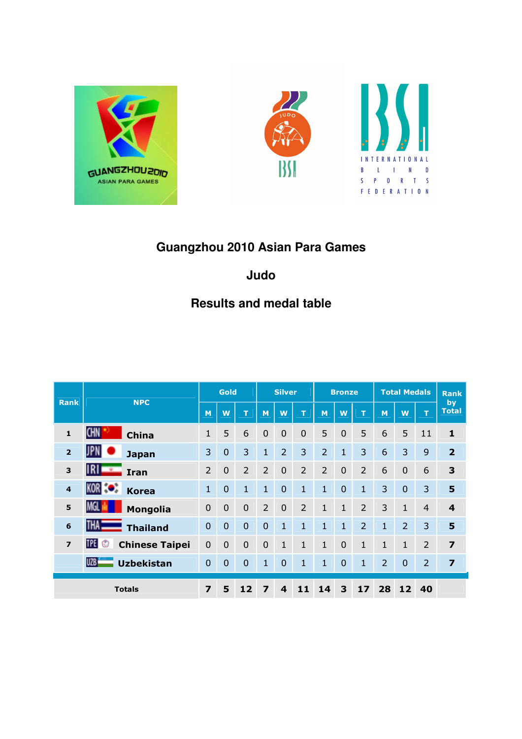# Guangzhou 2010 Asian Para Games

## Judo

## Results and medal table

| Rank | NPC | Gold | | | Silver | | | Bronze | | | Total Medals | | | Rank by Total |
|---|---|---|---|---|---|---|---|---|---|---|---|---|---|---|
| | | M | W | T | M | W | T | M | W | T | M | W | T | |
| 1 | CHN China | 1 | 5 | 6 | 0 | 0 | 0 | 5 | 0 | 5 | 6 | 5 | 11 | 1 |
| 2 | JPN Japan | 3 | 0 | 3 | 1 | 2 | 3 | 2 | 1 | 3 | 6 | 3 | 9 | 2 |
| 3 | IRI Iran | 2 | 0 | 2 | 2 | 0 | 2 | 2 | 0 | 2 | 6 | 0 | 6 | 3 |
| 4 | KOR Korea | 1 | 0 | 1 | 1 | 0 | 1 | 1 | 0 | 1 | 3 | 0 | 3 | 5 |
| 5 | MGL Mongolia | 0 | 0 | 0 | 2 | 0 | 2 | 1 | 1 | 2 | 3 | 1 | 4 | 4 |
| 6 | THA Thailand | 0 | 0 | 0 | 0 | 1 | 1 | 1 | 1 | 2 | 1 | 2 | 3 | 5 |
| 7 | TPE Chinese Taipei | 0 | 0 | 0 | 0 | 1 | 1 | 1 | 0 | 1 | 1 | 1 | 2 | 7 |
| | UZB Uzbekistan | 0 | 0 | 0 | 1 | 0 | 1 | 1 | 0 | 1 | 2 | 0 | 2 | 7 |
| Totals | | 7 | 5 | 12 | 7 | 4 | 11 | 14 | 3 | 17 | 28 | 12 | 40 | |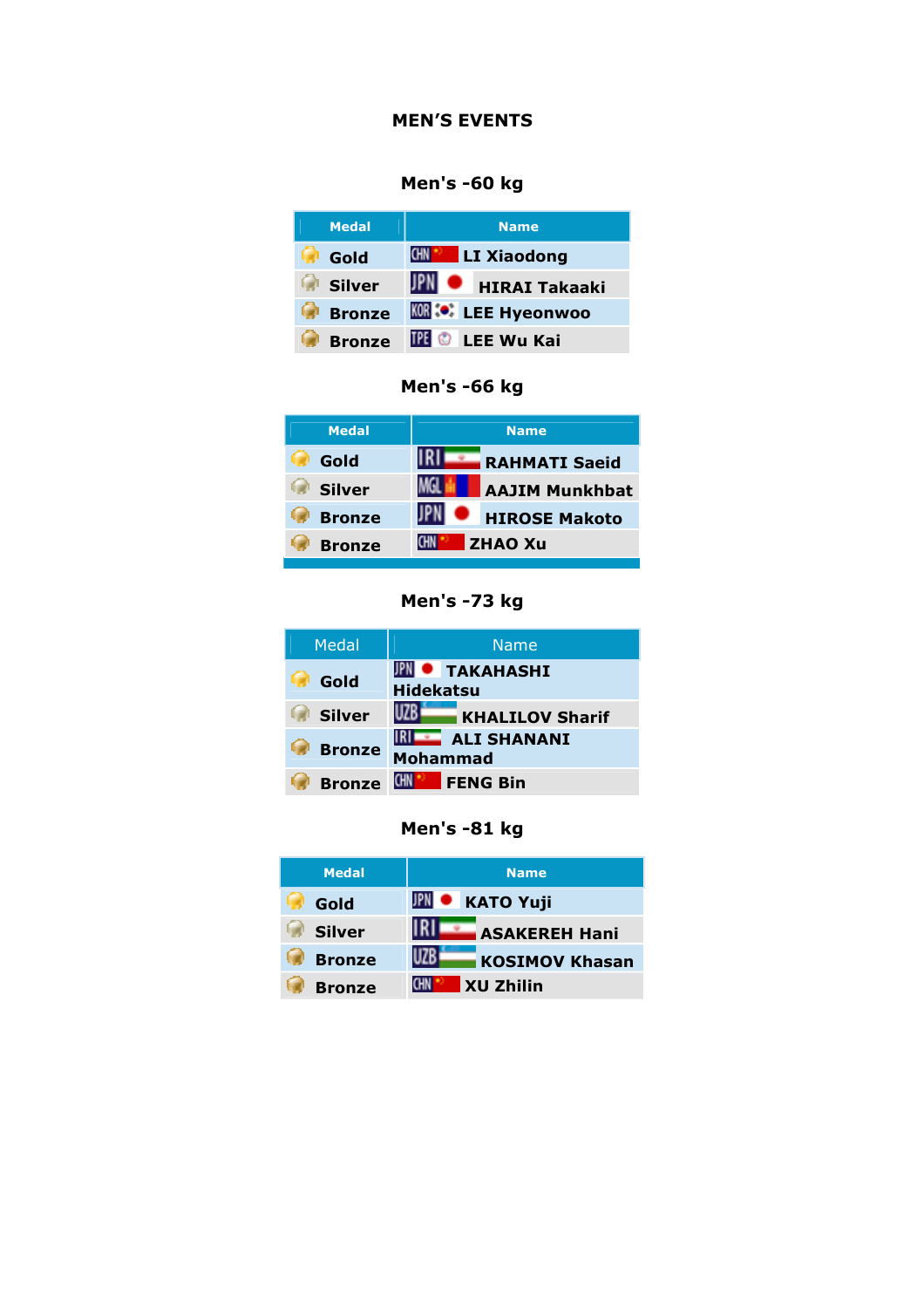## MEN'S EVENTS

### Men's -60 kg

| Medal | Name |
|---|---|
| Gold | CHN LI Xiaodong |
| Silver | JPN HIRAI Takaaki |
| Bronze | KOR LEE Hyeonwoo |
| Bronze | TPE LEE Wu Kai |

### Men's -66 kg

| Medal | Name |
|---|---|
| Gold | IRI RAHMATI Saeid |
| Silver | MGL AAJIM Munkhbat |
| Bronze | JPN HIROSE Makoto |
| Bronze | CHN ZHAO Xu |

### Men's -73 kg

| Medal | Name |
|---|---|
| Gold | JPN TAKAHASHI Hidekatsu |
| Silver | UZB KHALILOV Sharif |
| Bronze | IRI ALI SHANANI Mohammad |
| Bronze | CHN FENG Bin |

### Men's -81 kg

| Medal | Name |
|---|---|
| Gold | JPN KATO Yuji |
| Silver | IRI ASAKEREH Hani |
| Bronze | UZB KOSIMOV Khasan |
| Bronze | CHN XU Zhilin |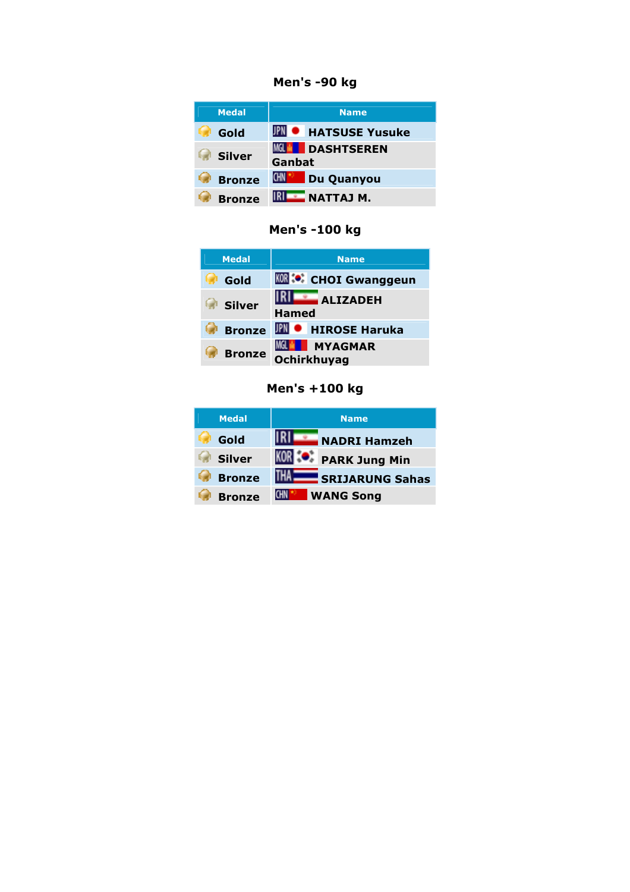### Men's -90 kg

| Medal | Name |
|---|---|
| Gold | JPN HATSUSE Yusuke |
| Silver | MGL DASHTSEREN Ganbat |
| Bronze | CHN Du Quanyou |
| Bronze | IRI NATTAJ M. |

### Men's -100 kg

| Medal | Name |
|---|---|
| Gold | KOR CHOI Gwanggeun |
| Silver | IRI ALIZADEH Hamed |
| Bronze | JPN HIROSE Haruka |
| Bronze | MGL MYAGMAR Ochirkhuyag |

### Men's +100 kg

| Medal | Name |
|---|---|
| Gold | IRI NADRI Hamzeh |
| Silver | KOR PARK Jung Min |
| Bronze | THA SRIJARUNG Sahas |
| Bronze | CHN WANG Song |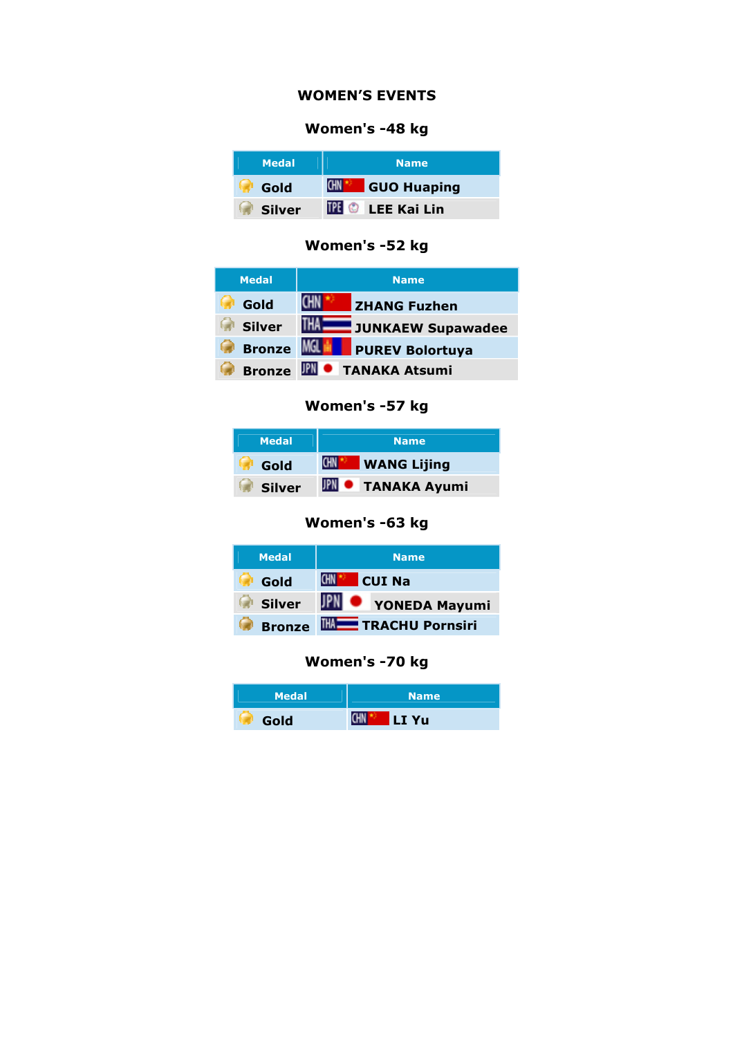# WOMEN'S EVENTS

## Women's -48 kg

| Medal | Name |
| --- | --- |
| Gold | CHN GUO Huaping |
| Silver | TPE LEE Kai Lin |

## Women's -52 kg

| Medal | Name |
| --- | --- |
| Gold | CHN ZHANG Fuzhen |
| Silver | THA JUNKAEW Supawadee |
| Bronze | MGL PUREV Bolortuya |
| Bronze | JPN TANAKA Atsumi |

## Women's -57 kg

| Medal | Name |
| --- | --- |
| Gold | CHN WANG Lijing |
| Silver | JPN TANAKA Ayumi |

## Women's -63 kg

| Medal | Name |
| --- | --- |
| Gold | CHN CUI Na |
| Silver | JPN YONEDA Mayumi |
| Bronze | THA TRACHU Pornsiri |

## Women's -70 kg

| Medal | Name |
| --- | --- |
| Gold | CHN LI Yu |